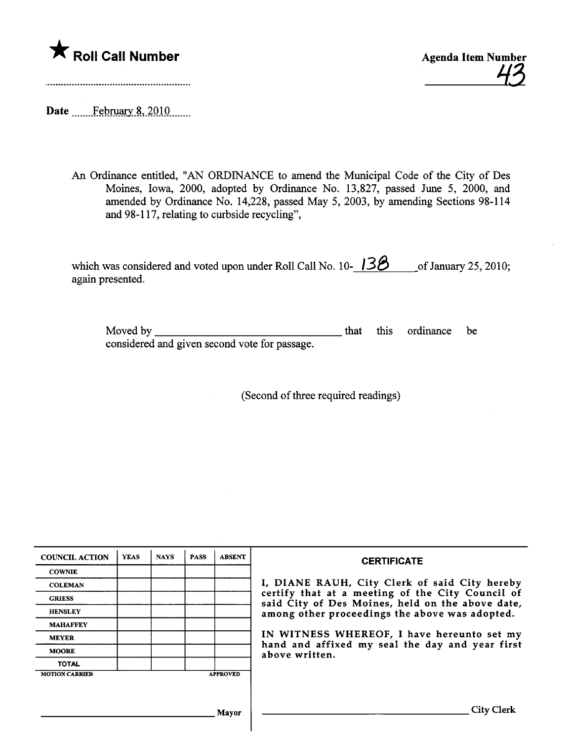★ **Roll Call Number**

Agenda Item Number

43

Date February 8, 2010

An Ordinance entitled, "AN ORDINANCE to amend the Municipal Code of the City of Des Moines, Iowa, 2000, adopted by Ordinance No. 13,827, passed June 5, 2000, and amended by Ordinance No. 14,228, passed May 5, 2003, by amending Sections 98-114 and 98-117, relating to curbside recycling",

which was considered and voted upon under Roll Call No. 10-138 of January 25, 2010; again presented.

Moved by ________________________________ that this ordinance be considered and given second vote for passage.

(Second of three required readings)

| COUNCIL ACTION | YEAS | NAYS | PASS | ABSENT |
|---|---|---|---|---|
| COWNIE | | | | |
| COLEMAN | | | | |
| GRIESS | | | | |
| HENSLEY | | | | |
| MAHAFFEY | | | | |
| MEYER | | | | |
| MOORE | | | | |
| TOTAL | | | | |

MOTION CARRIED APPROVED

________________________________ Mayor

**CERTIFICATE**

I, DIANE RAUH, City Clerk of said City hereby certify that at a meeting of the City Council of said City of Des Moines, held on the above date, among other proceedings the above was adopted.

IN WITNESS WHEREOF, I have hereunto set my hand and affixed my seal the day and year first above written.

________________________________ City Clerk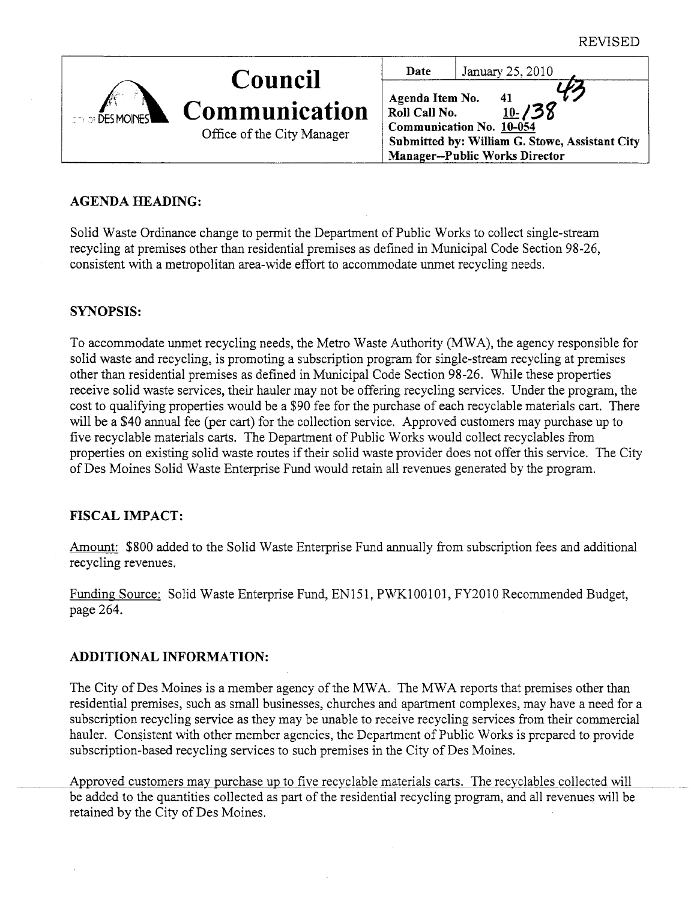REVISED

| Council Communication<br>Office of the City Manager | Date | January 25, 2010 |
|---|---|---|
| | Agenda Item No. 41 43<br>Roll Call No. 10-138<br>Communication No. 10-054<br>**Submitted by: William G. Stowe, Assistant City Manager--Public Works Director** | |

## AGENDA HEADING:

Solid Waste Ordinance change to permit the Department of Public Works to collect single-stream recycling at premises other than residential premises as defined in Municipal Code Section 98-26, consistent with a metropolitan area-wide effort to accommodate unmet recycling needs.

## SYNOPSIS:

To accommodate unmet recycling needs, the Metro Waste Authority (MWA), the agency responsible for solid waste and recycling, is promoting a subscription program for single-stream recycling at premises other than residential premises as defined in Municipal Code Section 98-26. While these properties receive solid waste services, their hauler may not be offering recycling services. Under the program, the cost to qualifying properties would be a $90 fee for the purchase of each recyclable materials cart. There will be a $40 annual fee (per cart) for the collection service. Approved customers may purchase up to five recyclable materials carts. The Department of Public Works would collect recyclables from properties on existing solid waste routes if their solid waste provider does not offer this service. The City of Des Moines Solid Waste Enterprise Fund would retain all revenues generated by the program.

## FISCAL IMPACT:

Amount: $800 added to the Solid Waste Enterprise Fund annually from subscription fees and additional recycling revenues.

Funding Source: Solid Waste Enterprise Fund, EN151, PWK100101, FY2010 Recommended Budget, page 264.

## ADDITIONAL INFORMATION:

The City of Des Moines is a member agency of the MWA. The MWA reports that premises other than residential premises, such as small businesses, churches and apartment complexes, may have a need for a subscription recycling service as they may be unable to receive recycling services from their commercial hauler. Consistent with other member agencies, the Department of Public Works is prepared to provide subscription-based recycling services to such premises in the City of Des Moines.

Approved customers may purchase up to five recyclable materials carts. The recyclables collected will be added to the quantities collected as part of the residential recycling program, and all revenues will be retained by the City of Des Moines.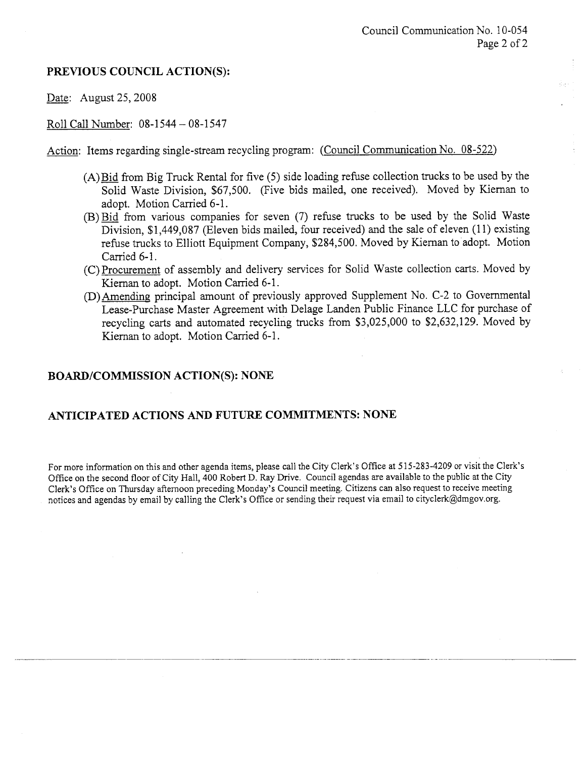**PREVIOUS COUNCIL ACTION(S):**

Date: August 25, 2008

Roll Call Number: 08-1544 – 08-1547

Action: Items regarding single-stream recycling program: (Council Communication No. 08-522)

(A) Bid from Big Truck Rental for five (5) side loading refuse collection trucks to be used by the Solid Waste Division, $67,500. (Five bids mailed, one received). Moved by Kiernan to adopt. Motion Carried 6-1.

(B) Bid from various companies for seven (7) refuse trucks to be used by the Solid Waste Division, $1,449,087 (Eleven bids mailed, four received) and the sale of eleven (11) existing refuse trucks to Elliott Equipment Company, $284,500. Moved by Kiernan to adopt. Motion Carried 6-1.

(C) Procurement of assembly and delivery services for Solid Waste collection carts. Moved by Kiernan to adopt. Motion Carried 6-1.

(D) Amending principal amount of previously approved Supplement No. C-2 to Governmental Lease-Purchase Master Agreement with Delage Landen Public Finance LLC for purchase of recycling carts and automated recycling trucks from $3,025,000 to $2,632,129. Moved by Kiernan to adopt. Motion Carried 6-1.

**BOARD/COMMISSION ACTION(S): NONE**

**ANTICIPATED ACTIONS AND FUTURE COMMITMENTS: NONE**

For more information on this and other agenda items, please call the City Clerk's Office at 515-283-4209 or visit the Clerk's Office on the second floor of City Hall, 400 Robert D. Ray Drive. Council agendas are available to the public at the City Clerk's Office on Thursday afternoon preceding Monday's Council meeting. Citizens can also request to receive meeting notices and agendas by email by calling the Clerk's Office or sending their request via email to cityclerk@dmgov.org.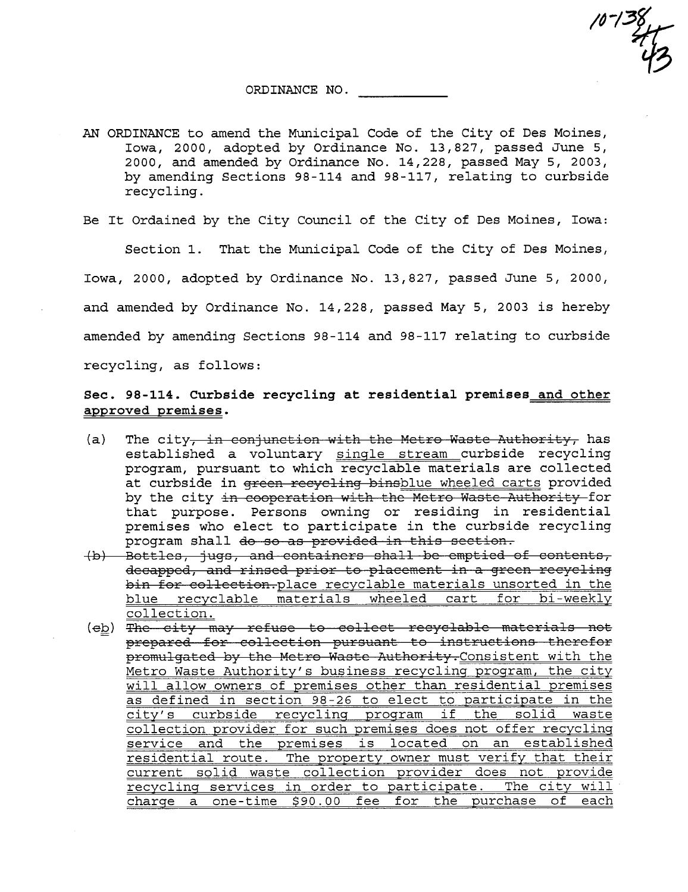ORDINANCE NO. ___________

AN ORDINANCE to amend the Municipal Code of the City of Des Moines, Iowa, 2000, adopted by Ordinance No. 13,827, passed June 5, 2000, and amended by Ordinance No. 14,228, passed May 5, 2003, by amending Sections 98-114 and 98-117, relating to curbside recycling.

Be It Ordained by the City Council of the City of Des Moines, Iowa:

Section 1. That the Municipal Code of the City of Des Moines, Iowa, 2000, adopted by Ordinance No. 13,827, passed June 5, 2000, and amended by Ordinance No. 14,228, passed May 5, 2003 is hereby amended by amending Sections 98-114 and 98-117 relating to curbside recycling, as follows:

**Sec. 98-114. Curbside recycling at residential premises<u> and other approved premises</u>.**

(a) The city~~, in conjunction with the Metro Waste Authority,~~ has established a voluntary <u>single stream </u>curbside recycling program, pursuant to which recyclable materials are collected at curbside in ~~green recycling bins~~<u>blue wheeled carts</u> provided by the city ~~in cooperation with the Metro Waste Authority~~ for that purpose. Persons owning or residing in residential premises who elect to participate in the curbside recycling program shall ~~do so as provided in this section.~~

~~(b) Bottles, jugs, and containers shall be emptied of contents, decapped, and rinsed prior to placement in a green recycling bin for collection.~~<u>place recyclable materials unsorted in the blue recyclable materials wheeled cart for bi-weekly collection.</u>

(~~c~~<u>b</u>) ~~The city may refuse to collect recyclable materials not prepared for collection pursuant to instructions therefor promulgated by the Metro Waste Authority.~~<u>Consistent with the Metro Waste Authority's business recycling program, the city will allow owners of premises other than residential premises as defined in section 98-26 to elect to participate in the city's curbside recycling program if the solid waste collection provider for such premises does not offer recycling service and the premises is located on an established residential route. The property owner must verify that their current solid waste collection provider does not provide recycling services in order to participate. The city will charge a one-time $90.00 fee for the purchase of each</u>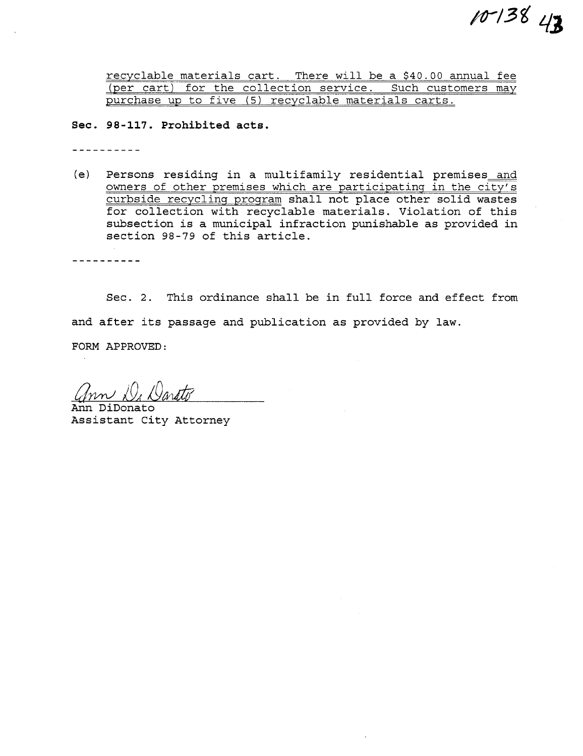10-138 43

recyclable materials cart. There will be a $40.00 annual fee (per cart) for the collection service. Such customers may purchase up to five (5) recyclable materials carts.

**Sec. 98-117. Prohibited acts.**

----------

(e) Persons residing in a multifamily residential premises and owners of other premises which are participating in the city's curbside recycling program shall not place other solid wastes for collection with recyclable materials. Violation of this subsection is a municipal infraction punishable as provided in section 98-79 of this article.

----------

Sec. 2. This ordinance shall be in full force and effect from and after its passage and publication as provided by law.

FORM APPROVED:

Ann Di Donato

Ann DiDonato
Assistant City Attorney